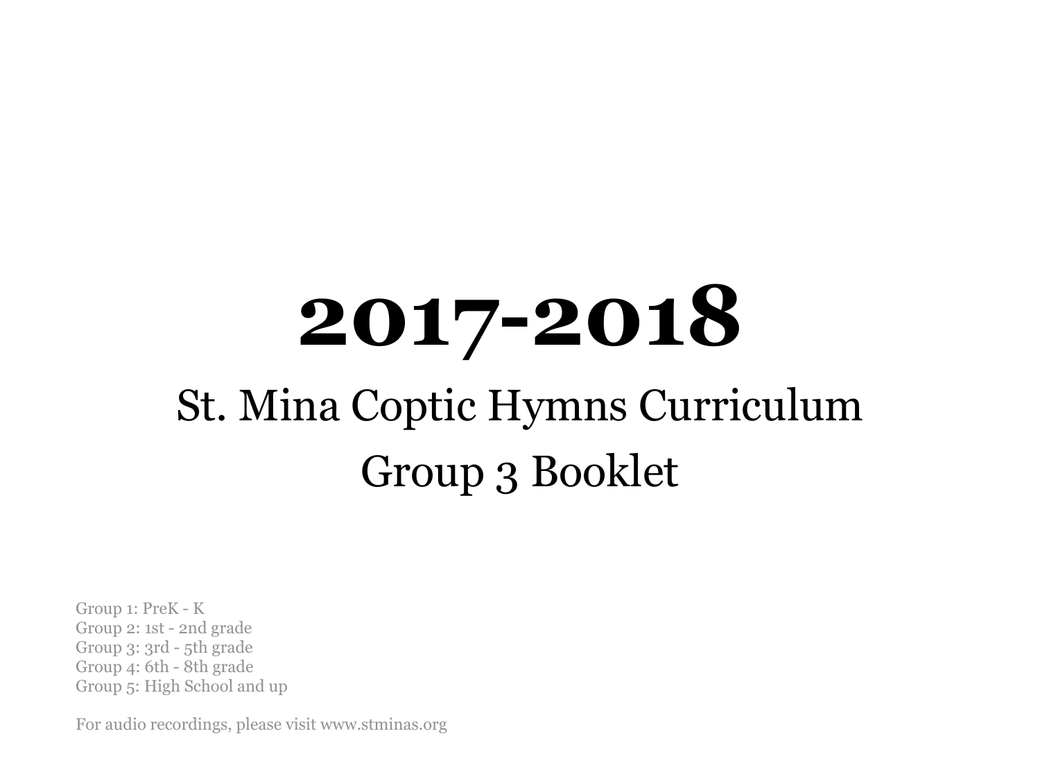# 2017-2018

## St. Mina Coptic Hymns Curriculum

## Group 3 Booklet

Group 1: PreK - K
Group 2: 1st - 2nd grade
Group 3: 3rd - 5th grade
Group 4: 6th - 8th grade
Group 5: High School and up

For audio recordings, please visit www.stminas.org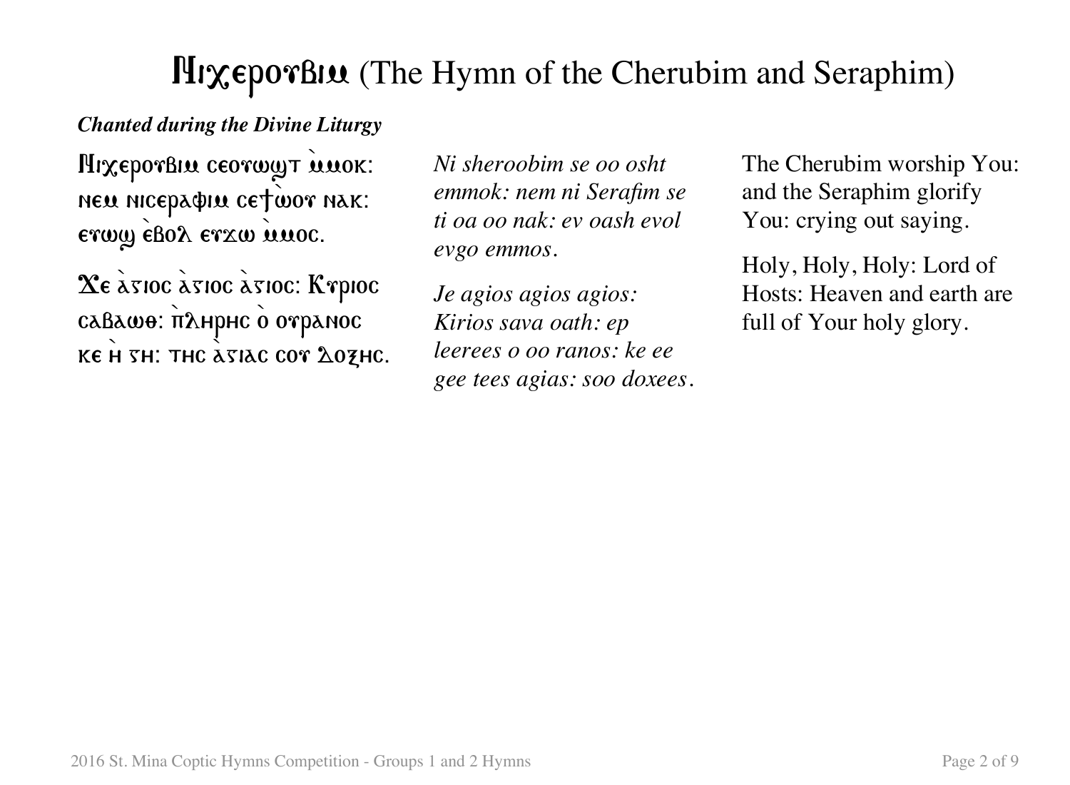# Ⲛⲓⲭⲉⲣⲟⲩⲃⲓⲙ (The Hymn of the Cherubim and Seraphim)

***Chanted during the Divine Liturgy***

Ⲛⲓⲭⲉⲣⲟⲩⲃⲓⲙ ⲥⲉⲟⲩⲱϣⲧ ⲙ̀ⲙⲟⲕ: ⲛⲉⲙ ⲛⲓⲥⲉⲣⲁⲫⲓⲙ ⲥⲉϯⲱ̀ⲟⲩ ⲛⲁⲕ: ⲉⲩⲱϣ ⲉ̀ⲃⲟⲗ ⲉⲩϫⲱ ⲙ̀ⲙⲟⲥ.

Ϫⲉ ⲁ̀ⲅⲓⲟⲥ ⲁ̀ⲅⲓⲟⲥ ⲁ̀ⲅⲓⲟⲥ: Ⲕⲩⲣⲓⲟⲥ ⲥⲁⲃⲁⲱⲑ: ⲡ̀ⲗⲏⲣⲏⲥ ⲟ̀ ⲟⲩⲣⲁⲛⲟⲥ ⲕⲉ ⲏ̀ ⲅⲏ: ⲧⲏⲥ ⲁ̀ⲅⲓⲁⲥ ⲥⲟⲩ ⲇⲟⲝⲏⲥ.

*Ni sheroobim se oo osht emmok: nem ni Serafim se ti oa oo nak: ev oash evol evgo emmos.*

*Je agios agios agios: Kirios sava oath: ep leerees o oo ranos: ke ee gee tees agias: soo doxees.*

The Cherubim worship You: and the Seraphim glorify You: crying out saying.

Holy, Holy, Holy: Lord of Hosts: Heaven and earth are full of Your holy glory.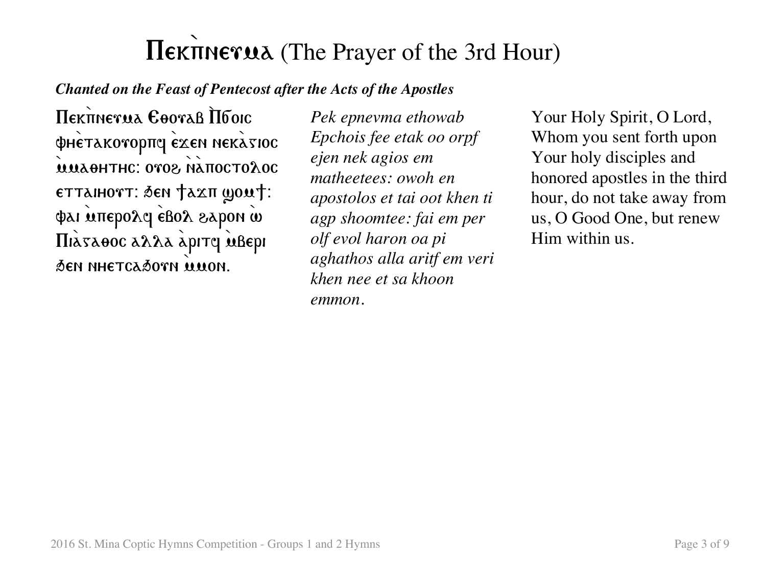# Ⲡⲉⲕⲡ̀ⲛⲉⲩⲙⲁ (The Prayer of the 3rd Hour)

***Chanted on the Feast of Pentecost after the Acts of the Apostles***

Ⲡⲉⲕⲡ̀ⲛⲉⲩⲙⲁ Ⲉⲑⲟⲩⲁⲃ Ⲡ̀ϭⲟⲓⲥ ⲫⲏⲉ̀ⲧⲁⲕⲟⲩⲟⲣⲡϥ ⲉ̀ϫⲉⲛ ⲛⲉⲕⲁ̀ⲅⲓⲟⲥ ⲙ̀ⲙⲁⲑⲏⲧⲏⲥ: ⲟⲩⲟϩ ⲛ̀ⲁ̀ⲡⲟⲥⲧⲟⲗⲟⲥ ⲉⲧⲧⲁⲓⲏⲟⲩⲧ: ϧⲉⲛ ϯⲁϫⲡ ϣⲟⲙϯ: ⲫⲁⲓ ⲙ̀ⲡⲉⲣⲟⲗϥ ⲉ̀ⲃⲟⲗ ϩⲁⲣⲟⲛ ⲱ̀ Ⲡⲓⲁ̀ⲅⲁⲑⲟⲥ ⲁⲗⲗⲁ ⲁ̀ⲣⲓⲧϥ ⲙ̀ⲃⲉⲣⲓ ϧⲉⲛ ⲛⲏⲉⲧⲥⲁϧⲟⲩⲛ ⲙ̀ⲙⲟⲛ.

*Pek epnevma ethowab Epchois fee etak oo orpf ejen nek agios em matheetees: owoh en apostolos et tai oot khen ti agp shoomtee: fai em per olf evol haron oa pi aghathos alla aritf em veri khen nee et sa khoon emmon.*

Your Holy Spirit, O Lord, Whom you sent forth upon Your holy disciples and honored apostles in the third hour, do not take away from us, O Good One, but renew Him within us.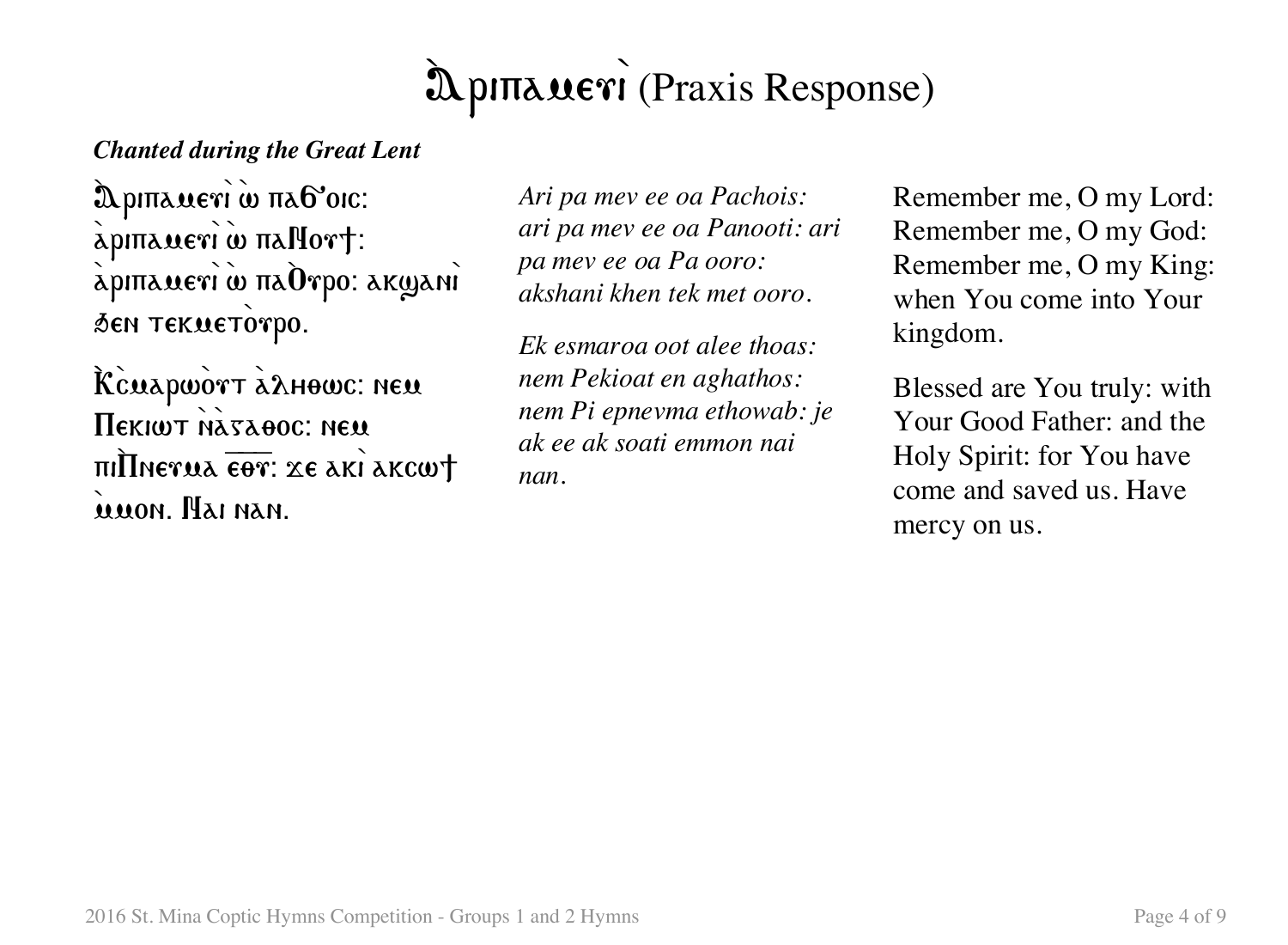# Ⲁ̀ⲣⲓⲡⲁⲙⲉⲩⲓ̀ (Praxis Response)

***Chanted during the Great Lent***

Ⲁ̀ⲣⲓⲡⲁⲙⲉⲩⲓ̀ ⲱ̀ ⲡⲁϬⲟⲓⲥ: ⲁ̀ⲣⲓⲡⲁⲙⲉⲩⲓ̀ ⲱ̀ ⲡⲁⲚⲟⲩϯ: ⲁ̀ⲣⲓⲡⲁⲙⲉⲩⲓ̀ ⲱ̀ ⲡⲁⲞ̀ⲩⲣⲟ: ⲁⲕϣⲁⲛⲓ̀ ϧⲉⲛ ⲧⲉⲕⲙⲉⲧⲟ̀ⲩⲣⲟ.

*Ari pa mev ee oa Pachois: ari pa mev ee oa Panooti: ari pa mev ee oa Pa ooro: akshani khen tek met ooro.*

Remember me, O my Lord: Remember me, O my God: Remember me, O my King: when You come into Your kingdom.

Ⲕ̀ⲥ̀ⲙⲁⲣⲱ̀ⲟⲩⲧ ⲁ̀ⲗⲏⲑⲱⲥ: ⲛⲉⲙ Ⲡⲉⲕⲓⲱⲧ ⲛ̀ⲁ̀ⲅⲁⲑⲟⲥ: ⲛⲉⲙ ⲡⲓⲠ̀ⲛⲉⲩⲙⲁ ⲉⲑⲩ: ϫⲉ ⲁⲕⲓ̀ ⲁⲕⲥⲱϯ ⲙ̀ⲙⲟⲛ. Ⲛⲁⲓ ⲛⲁⲛ.

*Ek esmaroa oot alee thoas: nem Pekioat en aghathos: nem Pi epnevma ethowab: je ak ee ak soati emmon nai nan.*

Blessed are You truly: with Your Good Father: and the Holy Spirit: for You have come and saved us. Have mercy on us.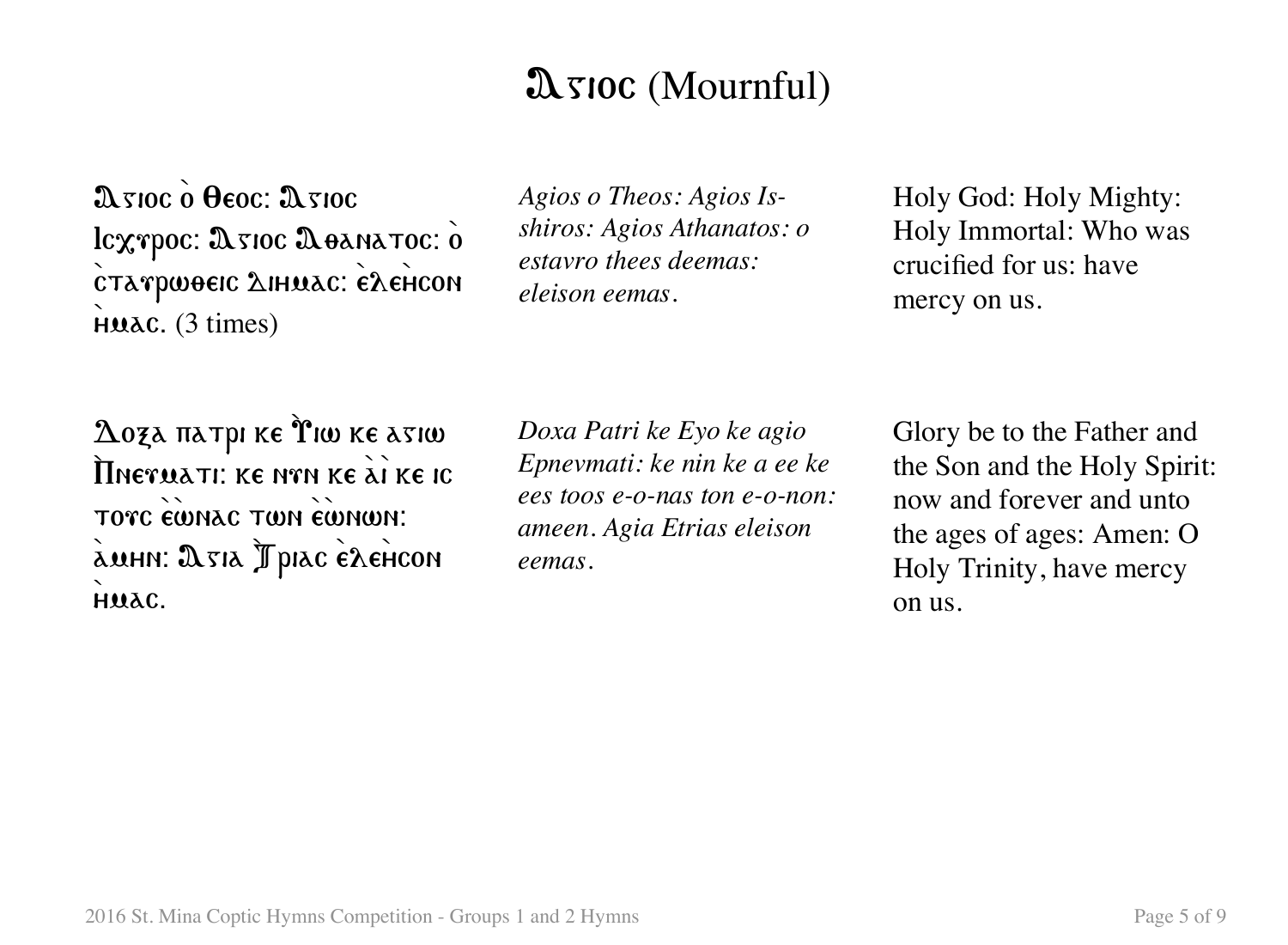# Ⲁⲅⲓⲟⲥ (Mournful)

| | | |
|---|---|---|
| Ⲁⲅⲓⲟⲥ ⲟ̀ Ⲑⲉⲟⲥ: Ⲁⲅⲓⲟⲥ Ⲓⲥⲭⲩⲣⲟⲥ: Ⲁⲅⲓⲟⲥ Ⲁⲑⲁⲛⲁⲧⲟⲥ: ⲟ̀ ⲥ̀ⲧⲁⲩⲣⲱⲑⲉⲓⲥ ⲇⲓⲏⲙⲁⲥ: ⲉ̀ⲗⲉⲏ̀ⲥⲟⲛ ⲏ̀ⲙⲁⲥ. (3 times) | *Agios o Theos: Agios Isshiros: Agios Athanatos: o estavro thees deemas: eleison eemas.* | Holy God: Holy Mighty: Holy Immortal: Who was crucified for us: have mercy on us. |
| Ⲇⲟⲝⲁ ⲡⲁⲧⲣⲓ ⲕⲉ Ⲩ̀ⲓⲱ ⲕⲉ ⲁⲅⲓⲱ Ⲡ̀ⲛⲉⲩⲙⲁⲧⲓ: ⲕⲉ ⲛⲩⲛ ⲕⲉ ⲁ̀ⲓ̀ ⲕⲉ ⲓⲥ ⲧⲟⲩⲥ ⲉ̀ⲱ̀ⲛⲁⲥ ⲧⲱⲛ ⲉ̀ⲱ̀ⲛⲱⲛ: ⲁ̀ⲙⲏⲛ: Ⲁⲅⲓⲁ Ⲧ̀ⲣⲓⲁⲥ ⲉ̀ⲗⲉⲏ̀ⲥⲟⲛ ⲏ̀ⲙⲁⲥ. | *Doxa Patri ke Eyo ke agio Epnevmati: ke nin ke a ee ke ees toos e-o-nas ton e-o-non: ameen. Agia Etrias eleison eemas.* | Glory be to the Father and the Son and the Holy Spirit: now and forever and unto the ages of ages: Amen: O Holy Trinity, have mercy on us. |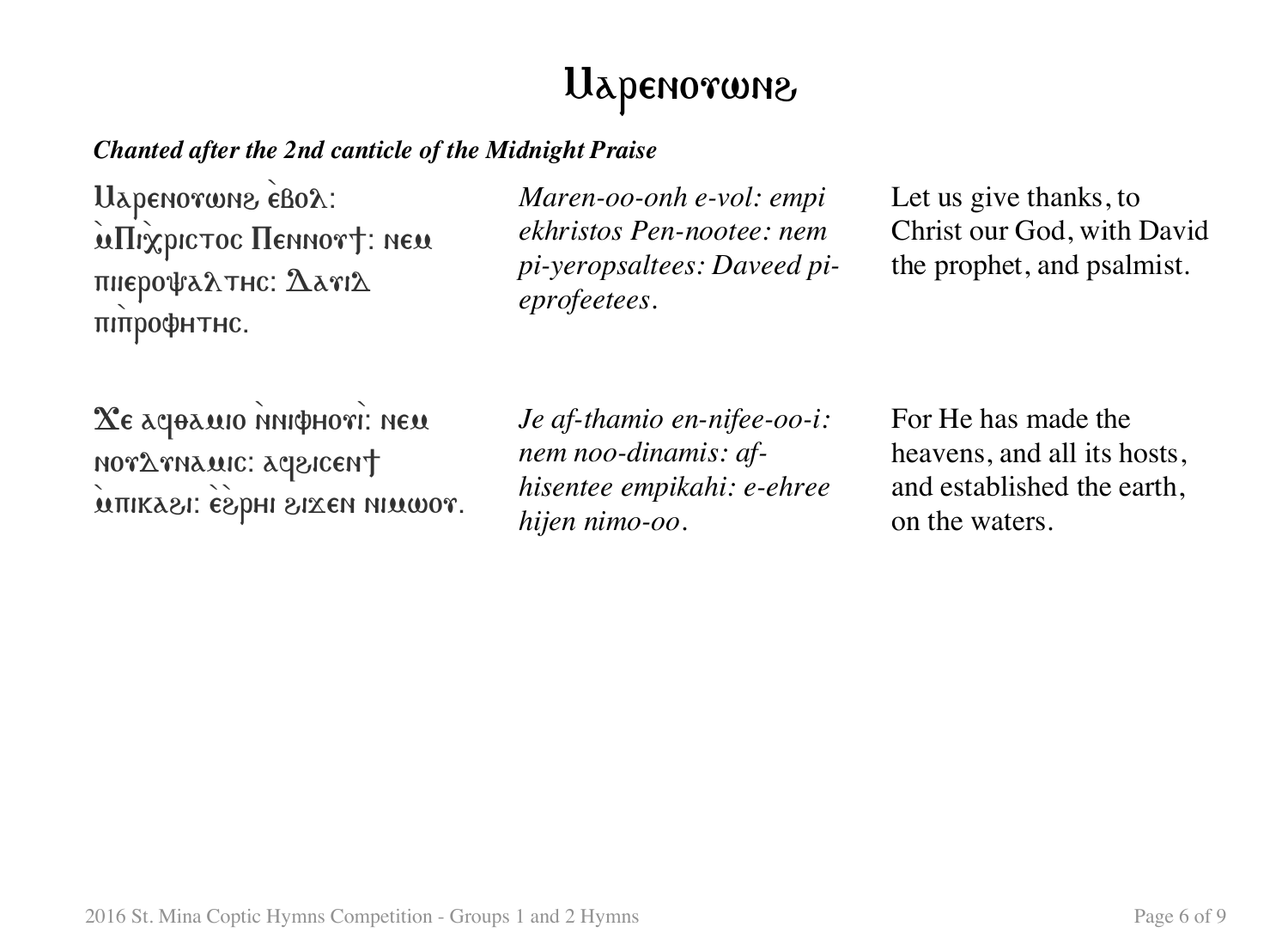# Ⲙⲁⲣⲉⲛⲟⲩⲱⲛϩ

***Chanted after the 2nd canticle of the Midnight Praise***

| | | |
|---|---|---|
| Ⲙⲁⲣⲉⲛⲟⲩⲱⲛϩ ⲉ̀ⲃⲟⲗ: ⲙ̀Ⲡⲓⲭ̀ⲣⲓⲥⲧⲟⲥ Ⲡⲉⲛⲛⲟⲩϯ: ⲛⲉⲙ ⲡⲓⲓⲉⲣⲟⲯⲁⲗⲧⲏⲥ: Ⲇⲁⲩⲓⲇ ⲡⲓⲡ̀ⲣⲟⲫⲏⲧⲏⲥ. | *Maren-oo-onh e-vol: empi ekhristos Pen-nootee: nem pi-yeropsaltees: Daveed pi-eprofeetees.* | Let us give thanks, to Christ our God, with David the prophet, and psalmist. |
| Ϫⲉ ⲁϥⲑⲁⲙⲓⲟ ⲛ̀ⲛⲓⲫⲏⲟⲩ̀ⲓ: ⲛⲉⲙ ⲛⲟⲩⲇⲩⲛⲁⲙⲓⲥ: ⲁϥϩⲓⲥⲉⲛϯ ⲙ̀ⲡⲓⲕⲁϩⲓ: ⲉ̀ϩ̀ⲣⲏⲓ ϩⲓϫⲉⲛ ⲛⲓⲙⲱⲟⲩ. | *Je af-thamio en-nifee-oo-i: nem noo-dinamis: af-hisentee empikahi: e-ehree hijen nimo-oo.* | For He has made the heavens, and all its hosts, and established the earth, on the waters. |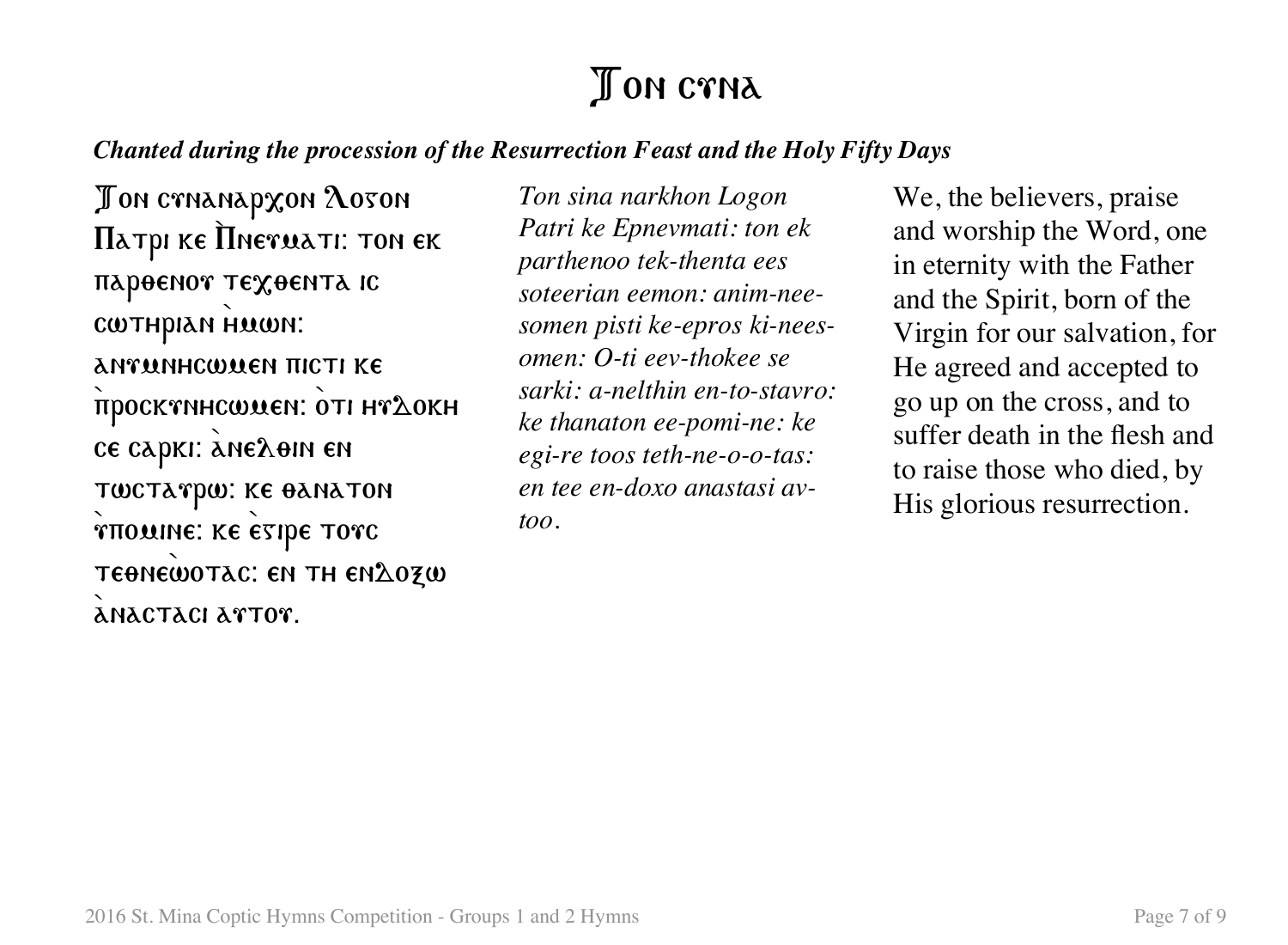# Ⲧⲟⲛ ⲥⲩⲛⲁ

***Chanted during the procession of the Resurrection Feast and the Holy Fifty Days***

Ⲧⲟⲛ ⲥⲩⲛⲁⲛⲁⲣⲭⲟⲛ Ⲗⲟⲅⲟⲛ Ⲡⲁⲧⲣⲓ ⲕⲉ Ⲡ̀ⲛⲉⲩⲙⲁⲧⲓ: ⲧⲟⲛ ⲉⲕ ⲡⲁⲣⲑⲉⲛⲟⲩ ⲧⲉⲭⲑⲉⲛⲧⲁ ⲓⲥ ⲥⲱⲧⲏⲣⲓⲁⲛ ⲏ̀ⲙⲱⲛ: ⲁⲛⲩⲙⲛⲏⲥⲱⲙⲉⲛ ⲡⲓⲥⲧⲓ ⲕⲉ ⲡ̀ⲣⲟⲥⲕⲩⲛⲏⲥⲱⲙⲉⲛ: ⲟ̀ⲧⲓ ⲏⲩⲇⲟⲕⲏ ⲥⲉ ⲥⲁⲣⲕⲓ: ⲁ̀ⲛⲉⲗⲑⲓⲛ ⲉⲛ ⲧⲱⲥⲧⲁⲩⲣⲱ: ⲕⲉ ⲑⲁⲛⲁⲧⲟⲛ ⲩ̀ⲡⲟⲙⲓⲛⲉ: ⲕⲉ ⲉ̀ⲅⲓⲣⲉ ⲧⲟⲩⲥ ⲧⲉⲑⲛⲉⲱ̀ⲧⲁⲥ: ⲉⲛ ⲧⲏ ⲉⲛⲇⲟⲝⲱ ⲁ̀ⲛⲁⲥⲧⲁⲥⲓ ⲁⲩⲧⲟⲩ.

*Ton sina narkhon Logon Patri ke Epnevmati: ton ek parthenoo tek-thenta ees soteerian eemon: anim-nee-somen pisti ke-epros ki-nees-omen: O-ti eev-thokee se sarki: a-nelthin en-to-stavro: ke thanaton ee-pomi-ne: ke egi-re toos teth-ne-o-o-tas: en tee en-doxo anastasi av-too.*

We, the believers, praise and worship the Word, one in eternity with the Father and the Spirit, born of the Virgin for our salvation, for He agreed and accepted to go up on the cross, and to suffer death in the flesh and to raise those who died, by His glorious resurrection.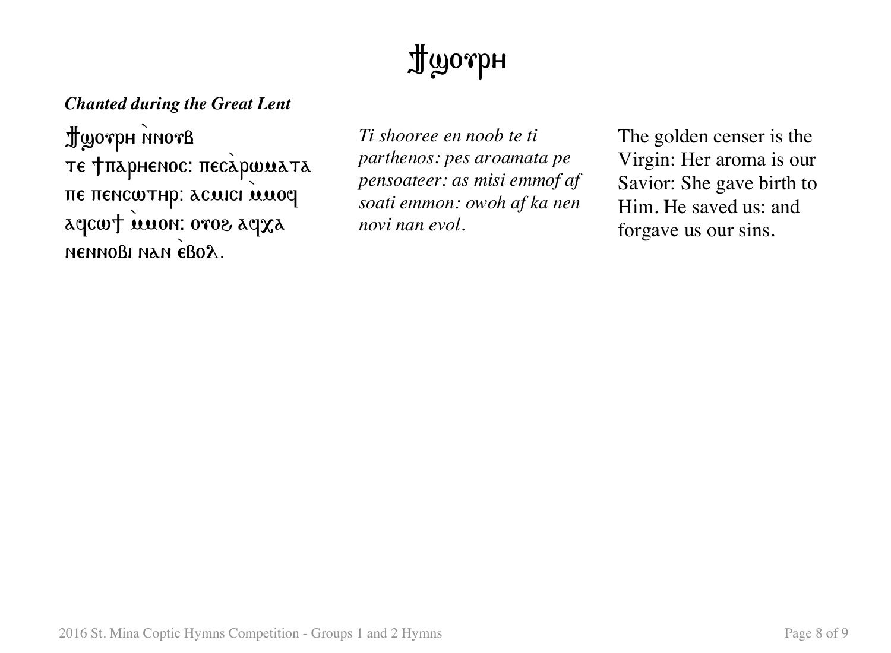# Ϯϣⲟⲩⲣⲏ

***Chanted during the Great Lent***

Ϯϣⲟⲩⲣⲏ ̀ⲛⲛⲟⲩⲃ ⲧⲉ ϯⲡⲁⲣⲑⲉⲛⲟⲥ: ⲡⲉⲥ̀ⲁⲣⲱⲙⲁⲧⲁ ⲡⲉ ⲡⲉⲛⲤⲱⲧⲏⲣ: ⲁⲥⲙⲓⲥⲓ ̀ⲙⲙⲟϥ ⲁϥⲥⲱϯ ̀ⲙⲙⲟⲛ: ⲟⲩⲟϩ ⲁϥⲭⲁ ⲛⲉⲛⲛⲟⲃⲓ ⲛⲁⲛ ̀ⲉⲃⲟⲗ.

*Ti shooree en noob te ti parthenos: pes aroamata pe pensoateer: as misi emmof af soati emmon: owoh af ka nen novi nan evol.*

The golden censer is the Virgin: Her aroma is our Savior: She gave birth to Him. He saved us: and forgave us our sins.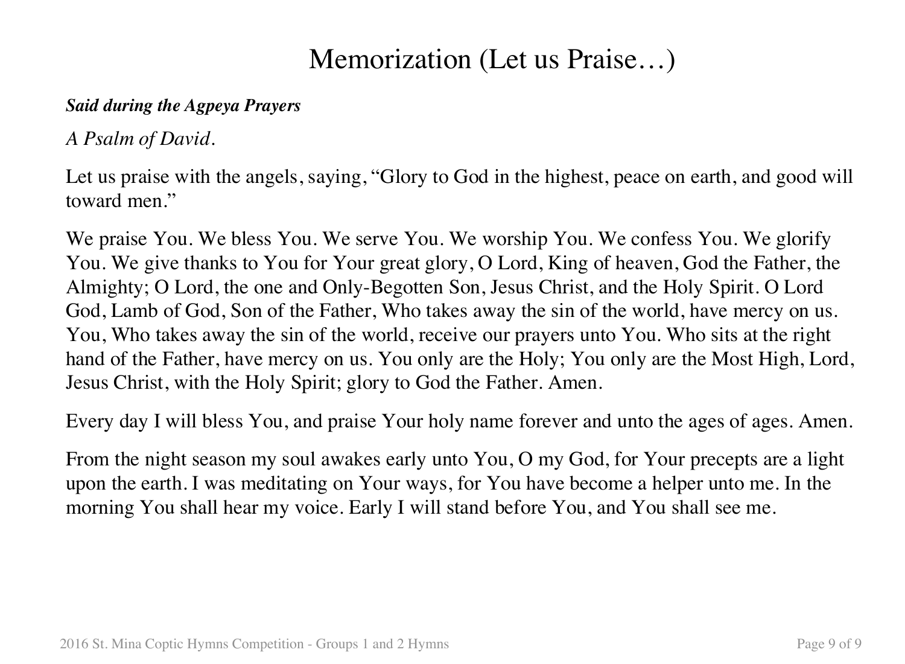# Memorization (Let us Praise…)

***Said during the Agpeya Prayers***

*A Psalm of David.*

Let us praise with the angels, saying, “Glory to God in the highest, peace on earth, and good will toward men.”

We praise You. We bless You. We serve You. We worship You. We confess You. We glorify You. We give thanks to You for Your great glory, O Lord, King of heaven, God the Father, the Almighty; O Lord, the one and Only-Begotten Son, Jesus Christ, and the Holy Spirit. O Lord God, Lamb of God, Son of the Father, Who takes away the sin of the world, have mercy on us. You, Who takes away the sin of the world, receive our prayers unto You. Who sits at the right hand of the Father, have mercy on us. You only are the Holy; You only are the Most High, Lord, Jesus Christ, with the Holy Spirit; glory to God the Father. Amen.

Every day I will bless You, and praise Your holy name forever and unto the ages of ages. Amen.

From the night season my soul awakes early unto You, O my God, for Your precepts are a light upon the earth. I was meditating on Your ways, for You have become a helper unto me. In the morning You shall hear my voice. Early I will stand before You, and You shall see me.